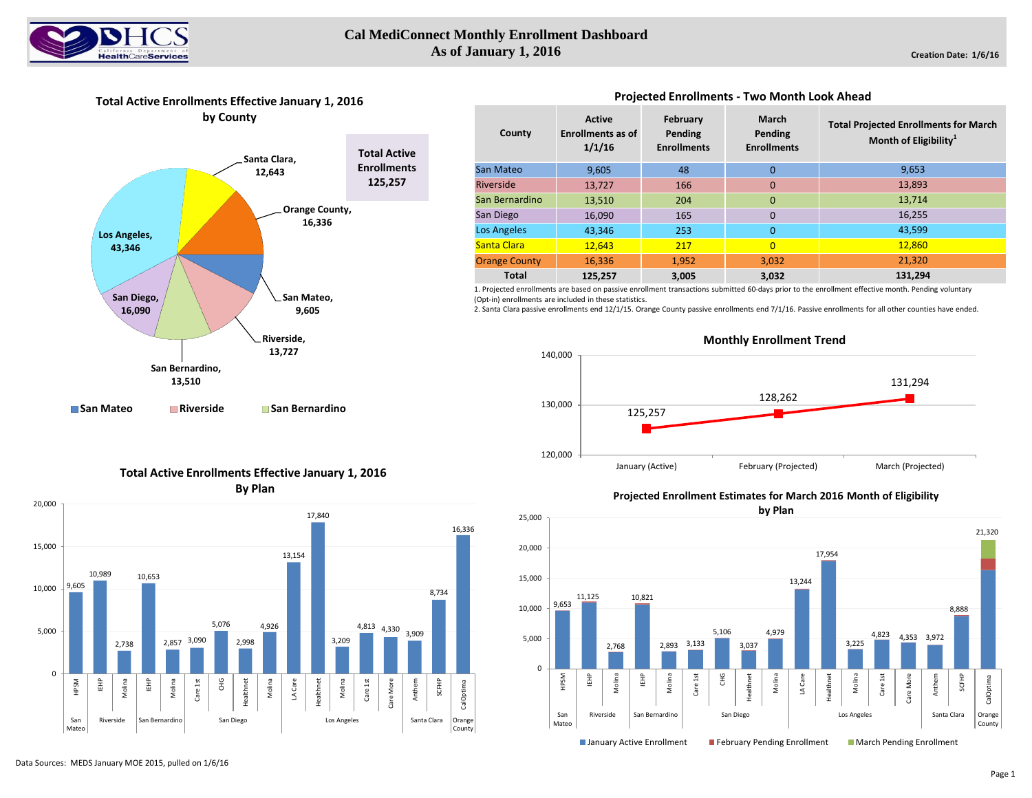# Cal MediConnect Monthly Enrollment Dashboard
## As of January 1, 2016

**Creation Date: 1/6/16**

### Total Active Enrollments Effective January 1, 2016 by County

| County | Enrollments |
|---|---|
| Los Angeles | 43,346 |
| Santa Clara | 12,643 |
| Orange County | 16,336 |
| San Mateo | 9,605 |
| Riverside | 13,727 |
| San Bernardino | 13,510 |
| San Diego | 16,090 |

**Total Active Enrollments 125,257**

### Projected Enrollments - Two Month Look Ahead

| County | Active Enrollments as of 1/1/16 | February Pending Enrollments | March Pending Enrollments | Total Projected Enrollments for March Month of Eligibility[1] |
|---|---|---|---|---|
| San Mateo | 9,605 | 48 | 0 | 9,653 |
| Riverside | 13,727 | 166 | 0 | 13,893 |
| San Bernardino | 13,510 | 204 | 0 | 13,714 |
| San Diego | 16,090 | 165 | 0 | 16,255 |
| Los Angeles | 43,346 | 253 | 0 | 43,599 |
| Santa Clara | 12,643 | 217 | 0 | 12,860 |
| Orange County | 16,336 | 1,952 | 3,032 | 21,320 |
| **Total** | **125,257** | **3,005** | **3,032** | **131,294** |

1. Projected enrollments are based on passive enrollment transactions submitted 60-days prior to the enrollment effective month. Pending voluntary (Opt-in) enrollments are included in these statistics.
2. Santa Clara passive enrollments end 12/1/15. Orange County passive enrollments end 7/1/16. Passive enrollments for all other counties have ended.

### Monthly Enrollment Trend

| Month | Enrollment |
|---|---|
| January (Active) | 125,257 |
| February (Projected) | 128,262 |
| March (Projected) | 131,294 |

### Total Active Enrollments Effective January 1, 2016 By Plan

| County | Plan | Enrollments |
|---|---|---|
| San Mateo | HPSM | 9,605 |
| Riverside | IEHP | 10,989 |
| Riverside | Molina | 2,738 |
| San Bernardino | IEHP | 10,653 |
| San Bernardino | Molina | 2,857 |
| San Diego | Care 1st | 3,090 |
| San Diego | CHG | 5,076 |
| San Diego | Healthnet | 2,998 |
| San Diego | Molina | 4,926 |
| Los Angeles | LA Care | 13,154 |
| Los Angeles | Healthnet | 17,840 |
| Los Angeles | Molina | 3,209 |
| Los Angeles | Care 1st | 4,813 |
| Los Angeles | Care More | 4,330 |
| Santa Clara | Anthem | 3,909 |
| Santa Clara | SCFHP | 8,734 |
| Orange County | CalOptima | 16,336 |

### Projected Enrollment Estimates for March 2016 Month of Eligibility by Plan

(January Active Enrollment, February Pending Enrollment, March Pending Enrollment)

| County | Plan | Projected Enrollment |
|---|---|---|
| San Mateo | HPSM | 9,653 |
| Riverside | IEHP | 11,125 |
| Riverside | Molina | 2,768 |
| San Bernardino | IEHP | 10,821 |
| San Bernardino | Molina | 2,893 |
| San Diego | Care 1st | 3,133 |
| San Diego | CHG | 5,106 |
| San Diego | Healthnet | 3,037 |
| San Diego | Molina | 4,979 |
| Los Angeles | LA Care | 13,244 |
| Los Angeles | Healthnet | 17,954 |
| Los Angeles | Molina | 3,225 |
| Los Angeles | Care 1st | 4,823 |
| Los Angeles | Care More | 4,353 |
| Santa Clara | Anthem | 3,972 |
| Santa Clara | SCFHP | 8,888 |
| Orange County | CalOptima | 21,320 |

Data Sources: MEDS January MOE 2015, pulled on 1/6/16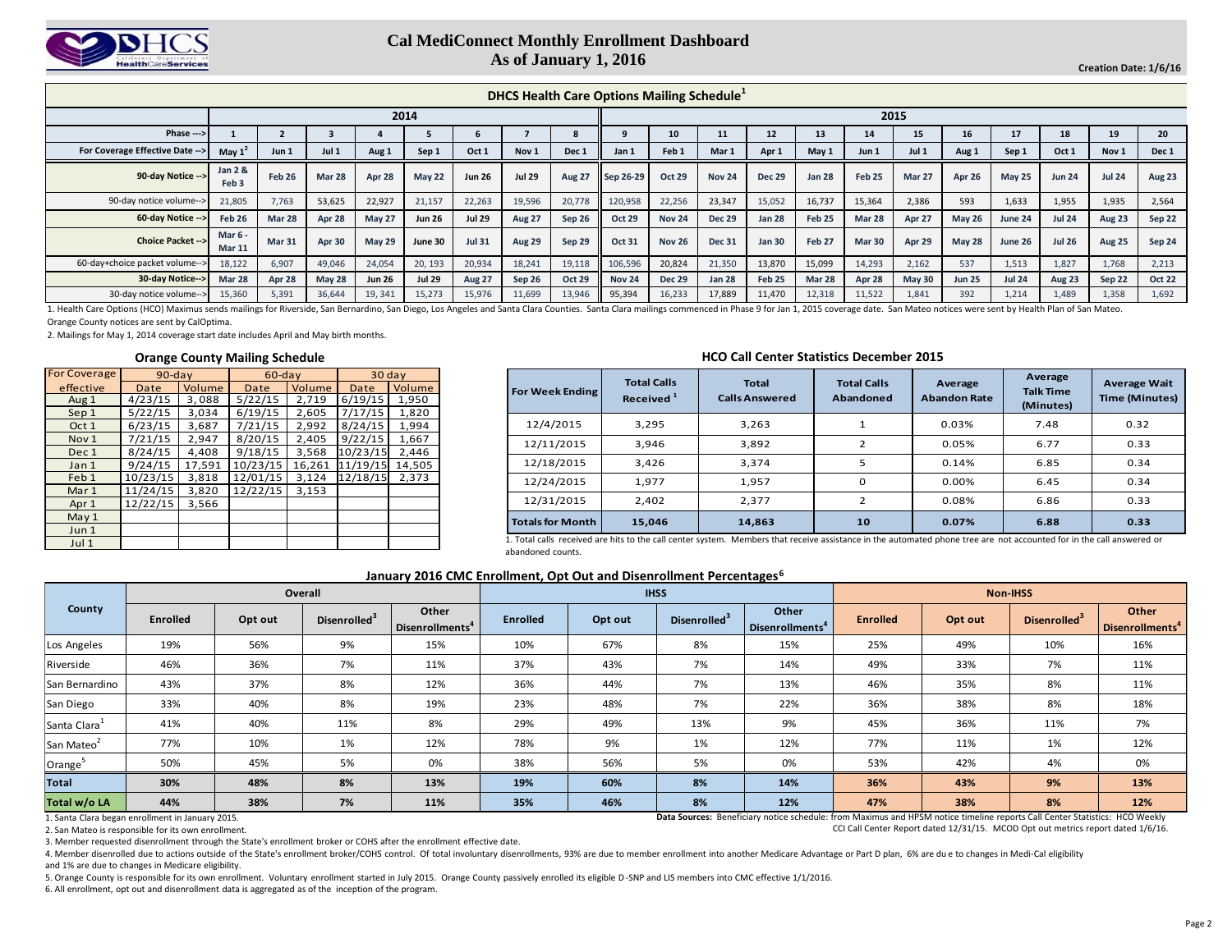# Cal MediConnect Monthly Enrollment Dashboard
## As of January 1, 2016

Creation Date: 1/6/16

### DHCS Health Care Options Mailing Schedule[1]

| | 2014 | | | | | | | | 2015 | | | | | | | | | | | |
|---|---|---|---|---|---|---|---|---|---|---|---|---|---|---|---|---|---|---|---|---|
| Phase ---> | 1 | 2 | 3 | 4 | 5 | 6 | 7 | 8 | 9 | 10 | 11 | 12 | 13 | 14 | 15 | 16 | 17 | 18 | 19 | 20 |
| For Coverage Effective Date --> | May 1[2] | Jun 1 | Jul 1 | Aug 1 | Sep 1 | Oct 1 | Nov 1 | Dec 1 | Jan 1 | Feb 1 | Mar 1 | Apr 1 | May 1 | Jun 1 | Jul 1 | Aug 1 | Sep 1 | Oct 1 | Nov 1 | Dec 1 |
| 90-day Notice --> | Jan 2 & Feb 3 | Feb 26 | Mar 28 | Apr 28 | May 22 | Jun 26 | Jul 29 | Aug 27 | Sep 26-29 | Oct 29 | Nov 24 | Dec 29 | Jan 28 | Feb 25 | Mar 27 | Apr 26 | May 25 | Jun 24 | Jul 24 | Aug 23 |
| 90-day notice volume--> | 21,805 | 7,763 | 53,625 | 22,927 | 21,157 | 22,263 | 19,596 | 20,778 | 120,958 | 22,256 | 23,347 | 15,052 | 16,737 | 15,364 | 2,386 | 593 | 1,633 | 1,955 | 1,935 | 2,564 |
| 60-day Notice --> | Feb 26 | Mar 28 | Apr 28 | May 27 | Jun 26 | Jul 29 | Aug 27 | Sep 26 | Oct 29 | Nov 24 | Dec 29 | Jan 28 | Feb 25 | Mar 28 | Apr 27 | May 26 | June 24 | Jul 24 | Aug 23 | Sep 22 |
| Choice Packet --> | Mar 6 - Mar 11 | Mar 31 | Apr 30 | May 29 | June 30 | Jul 31 | Aug 29 | Sep 29 | Oct 31 | Nov 26 | Dec 31 | Jan 30 | Feb 27 | Mar 30 | Apr 29 | May 28 | June 26 | Jul 26 | Aug 25 | Sep 24 |
| 60-day+choice packet volume--> | 18,122 | 6,907 | 49,046 | 24,054 | 20, 193 | 20,934 | 18,241 | 19,118 | 106,596 | 20,824 | 21,350 | 13,870 | 15,099 | 14,293 | 2,162 | 537 | 1,513 | 1,827 | 1,768 | 2,213 |
| 30-day Notice--> | Mar 28 | Apr 28 | May 28 | Jun 26 | Jul 29 | Aug 27 | Sep 26 | Oct 29 | Nov 24 | Dec 29 | Jan 28 | Feb 25 | Mar 28 | Apr 28 | May 30 | Jun 25 | Jul 24 | Aug 23 | Sep 22 | Oct 22 |
| 30-day notice volume--> | 15,360 | 5,391 | 36,644 | 19, 341 | 15,273 | 15,976 | 11,699 | 13,946 | 95,394 | 16,233 | 17,889 | 11,470 | 12,318 | 11,522 | 1,841 | 392 | 1,214 | 1,489 | 1,358 | 1,692 |

1. Health Care Options (HCO) Maximus sends mailings for Riverside, San Bernardino, San Diego, Los Angeles and Santa Clara Counties. Santa Clara mailings commenced in Phase 9 for Jan 1, 2015 coverage date. San Mateo notices were sent by Health Plan of San Mateo. Orange County notices are sent by CalOptima.

2. Mailings for May 1, 2014 coverage start date includes April and May birth months.

### Orange County Mailing Schedule

| For Coverage | 90-day | | 60-day | | 30 day | |
|---|---|---|---|---|---|---|
| effective | Date | Volume | Date | Volume | Date | Volume |
| Aug 1 | 4/23/15 | 3,088 | 5/22/15 | 2,719 | 6/19/15 | 1,950 |
| Sep 1 | 5/22/15 | 3,034 | 6/19/15 | 2,605 | 7/17/15 | 1,820 |
| Oct 1 | 6/23/15 | 3,687 | 7/21/15 | 2,992 | 8/24/15 | 1,994 |
| Nov 1 | 7/21/15 | 2,947 | 8/20/15 | 2,405 | 9/22/15 | 1,667 |
| Dec 1 | 8/24/15 | 4,408 | 9/18/15 | 3,568 | 10/23/15 | 2,446 |
| Jan 1 | 9/24/15 | 17,591 | 10/23/15 | 16,261 | 11/19/15 | 14,505 |
| Feb 1 | 10/23/15 | 3,818 | 12/01/15 | 3,124 | 12/18/15 | 2,373 |
| Mar 1 | 11/24/15 | 3,820 | 12/22/15 | 3,153 | | |
| Apr 1 | 12/22/15 | 3,566 | | | | |
| May 1 | | | | | | |
| Jun 1 | | | | | | |
| Jul 1 | | | | | | |

### HCO Call Center Statistics December 2015

| For Week Ending | Total Calls Received[1] | Total Calls Answered | Total Calls Abandoned | Average Abandon Rate | Average Talk Time (Minutes) | Average Wait Time (Minutes) |
|---|---|---|---|---|---|---|
| 12/4/2015 | 3,295 | 3,263 | 1 | 0.03% | 7.48 | 0.32 |
| 12/11/2015 | 3,946 | 3,892 | 2 | 0.05% | 6.77 | 0.33 |
| 12/18/2015 | 3,426 | 3,374 | 5 | 0.14% | 6.85 | 0.34 |
| 12/24/2015 | 1,977 | 1,957 | 0 | 0.00% | 6.45 | 0.34 |
| 12/31/2015 | 2,402 | 2,377 | 2 | 0.08% | 6.86 | 0.33 |
| Totals for Month | 15,046 | 14,863 | 10 | 0.07% | 6.88 | 0.33 |

1. Total calls received are hits to the call center system. Members that receive assistance in the automated phone tree are not accounted for in the call answered or abandoned counts.

### January 2016 CMC Enrollment, Opt Out and Disenrollment Percentages[6]

| County | Overall | | | | IHSS | | | | Non-IHSS | | | |
|---|---|---|---|---|---|---|---|---|---|---|---|---|
| | Enrolled | Opt out | Disenrolled[3] | Other Disenrollments[4] | Enrolled | Opt out | Disenrolled[3] | Other Disenrollments[4] | Enrolled | Opt out | Disenrolled[3] | Other Disenrollments[4] |
| Los Angeles | 19% | 56% | 9% | 15% | 10% | 67% | 8% | 15% | 25% | 49% | 10% | 16% |
| Riverside | 46% | 36% | 7% | 11% | 37% | 43% | 7% | 14% | 49% | 33% | 7% | 11% |
| San Bernardino | 43% | 37% | 8% | 12% | 36% | 44% | 7% | 13% | 46% | 35% | 8% | 11% |
| San Diego | 33% | 40% | 8% | 19% | 23% | 48% | 7% | 22% | 36% | 38% | 8% | 18% |
| Santa Clara[1] | 41% | 40% | 11% | 8% | 29% | 49% | 13% | 9% | 45% | 36% | 11% | 7% |
| San Mateo[2] | 77% | 10% | 1% | 12% | 78% | 9% | 1% | 12% | 77% | 11% | 1% | 12% |
| Orange[5] | 50% | 45% | 5% | 0% | 38% | 56% | 5% | 0% | 53% | 42% | 4% | 0% |
| **Total** | **30%** | **48%** | **8%** | **13%** | **19%** | **60%** | **8%** | **14%** | **36%** | **43%** | **9%** | **13%** |
| **Total w/o LA** | **44%** | **38%** | **7%** | **11%** | **35%** | **46%** | **8%** | **12%** | **47%** | **38%** | **8%** | **12%** |

1. Santa Clara began enrollment in January 2015.

2. San Mateo is responsible for its own enrollment.

3. Member requested disenrollment through the State's enrollment broker or COHS after the enrollment effective date.

4. Member disenrolled due to actions outside of the State's enrollment broker/COHS control. Of total involuntary disenrollments, 93% are due to member enrollment into another Medicare Advantage or Part D plan, 6% are du e to changes in Medi-Cal eligibility and 1% are due to changes in Medicare eligibility.

5. Orange County is responsible for its own enrollment. Voluntary enrollment started in July 2015. Orange County passively enrolled its eligible D-SNP and LIS members into CMC effective 1/1/2016.

6. All enrollment, opt out and disenrollment data is aggregated as of the inception of the program.

**Data Sources:** Beneficiary notice schedule: from Maximus and HPSM notice timeline reports Call Center Statistics: HCO Weekly CCI Call Center Report dated 12/31/15. MCOD Opt out metrics report dated 1/6/16.